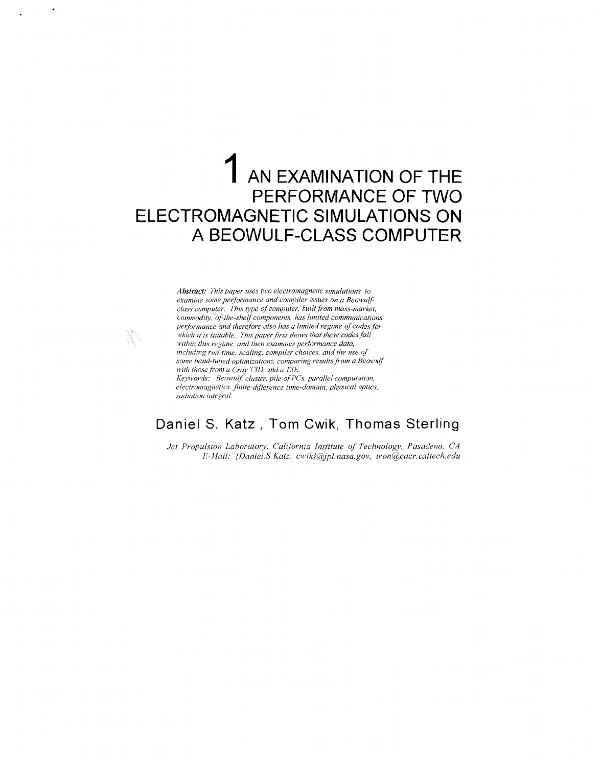# 1 AN EXAMINATION OF THE PERFORMANCE OF TWO ELECTROMAGNETIC SIMULATIONS ON A BEOWULF-CLASS COMPUTER

***Abstract:*** *This paper uses two electromagnetic simulations to examine some performance and compiler issues on a Beowulf-class computer. This type of computer, built from mass-market, commodity, off-the-shelf components, has limited communications performance and therefore also has a limited regime of codes for which it is suitable. This paper first shows that these codes fall within this regime, and then examines performance data, including run-time, scaling, compiler choices, and the use of some hand-tuned optimizations, comparing results from a Beowulf with those from a Cray T3D, and a T3E.*

*Keywords: Beowulf, cluster, pile of PCs, parallel computation, electromagnetics, finite-difference time-domain, physical optics, radiation integral.*

## Daniel S. Katz , Tom Cwik, Thomas Sterling

*Jet Propulsion Laboratory, California Institute of Technology, Pasadena, CA*
*E-Mail: {Daniel.S.Katz, cwik}@jpl.nasa.gov, tron@cacr.caltech.edu*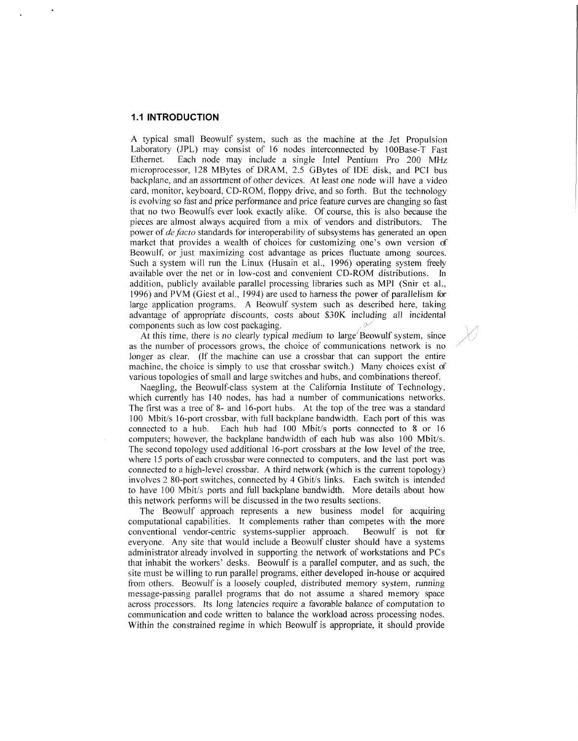### 1.1 INTRODUCTION

A typical small Beowulf system, such as the machine at the Jet Propulsion Laboratory (JPL) may consist of 16 nodes interconnected by 100Base-T Fast Ethernet. Each node may include a single Intel Pentium Pro 200 MHz microprocessor, 128 MBytes of DRAM, 2.5 GBytes of IDE disk, and PCI bus backplane, and an assortment of other devices. At least one node will have a video card, monitor, keyboard, CD-ROM, floppy drive, and so forth. But the technology is evolving so fast and price performance and price feature curves are changing so fast that no two Beowulfs ever look exactly alike. Of course, this is also because the pieces are almost always acquired from a mix of vendors and distributors. The power of *de facto* standards for interoperability of subsystems has generated an open market that provides a wealth of choices for customizing one's own version of Beowulf, or just maximizing cost advantage as prices fluctuate among sources. Such a system will run the Linux (Husain et al., 1996) operating system freely available over the net or in low-cost and convenient CD-ROM distributions. In addition, publicly available parallel processing libraries such as MPI (Snir et al., 1996) and PVM (Giest et al., 1994) are used to harness the power of parallelism for large application programs. A Beowulf system such as described here, taking advantage of appropriate discounts, costs about $30K including all incidental components such as low cost packaging.

At this time, there is no clearly typical medium to large Beowulf system, since as the number of processors grows, the choice of communications network is no longer as clear. (If the machine can use a crossbar that can support the entire machine, the choice is simply to use that crossbar switch.) Many choices exist of various topologies of small and large switches and hubs, and combinations thereof.

Naegling, the Beowulf-class system at the California Institute of Technology, which currently has 140 nodes, has had a number of communications networks. The first was a tree of 8- and 16-port hubs. At the top of the tree was a standard 100 Mbit/s 16-port crossbar, with full backplane bandwidth. Each port of this was connected to a hub. Each hub had 100 Mbit/s ports connected to 8 or 16 computers; however, the backplane bandwidth of each hub was also 100 Mbit/s. The second topology used additional 16-port crossbars at the low level of the tree, where 15 ports of each crossbar were connected to computers, and the last port was connected to a high-level crossbar. A third network (which is the current topology) involves 2 80-port switches, connected by 4 Gbit/s links. Each switch is intended to have 100 Mbit/s ports and full backplane bandwidth. More details about how this network performs will be discussed in the two results sections.

The Beowulf approach represents a new business model for acquiring computational capabilities. It complements rather than competes with the more conventional vendor-centric systems-supplier approach. Beowulf is not for everyone. Any site that would include a Beowulf cluster should have a systems administrator already involved in supporting the network of workstations and PCs that inhabit the workers' desks. Beowulf is a parallel computer, and as such, the site must be willing to run parallel programs, either developed in-house or acquired from others. Beowulf is a loosely coupled, distributed memory system, running message-passing parallel programs that do not assume a shared memory space across processors. Its long latencies require a favorable balance of computation to communication and code written to balance the workload across processing nodes. Within the constrained regime in which Beowulf is appropriate, it should provide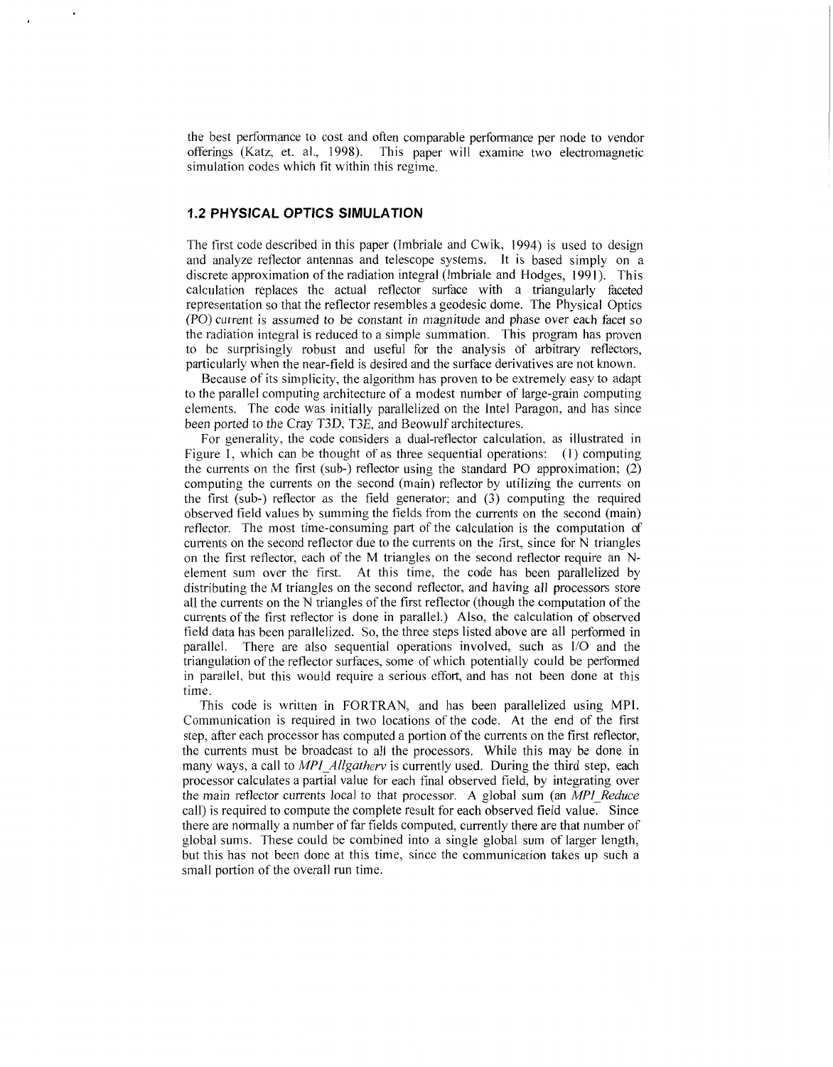the best performance to cost and often comparable performance per node to vendor offerings (Katz, et. al., 1998). This paper will examine two electromagnetic simulation codes which fit within this regime.

### 1.2 PHYSICAL OPTICS SIMULATION

The first code described in this paper (Imbriale and Cwik, 1994) is used to design and analyze reflector antennas and telescope systems. It is based simply on a discrete approximation of the radiation integral (Imbriale and Hodges, 1991). This calculation replaces the actual reflector surface with a triangularly faceted representation so that the reflector resembles a geodesic dome. The Physical Optics (PO) current is assumed to be constant in magnitude and phase over each facet so the radiation integral is reduced to a simple summation. This program has proven to be surprisingly robust and useful for the analysis of arbitrary reflectors, particularly when the near-field is desired and the surface derivatives are not known.

Because of its simplicity, the algorithm has proven to be extremely easy to adapt to the parallel computing architecture of a modest number of large-grain computing elements. The code was initially parallelized on the Intel Paragon, and has since been ported to the Cray T3D, T3E, and Beowulf architectures.

For generality, the code considers a dual-reflector calculation, as illustrated in Figure 1, which can be thought of as three sequential operations: (1) computing the currents on the first (sub-) reflector using the standard PO approximation; (2) computing the currents on the second (main) reflector by utilizing the currents on the first (sub-) reflector as the field generator; and (3) computing the required observed field values by summing the fields from the currents on the second (main) reflector. The most time-consuming part of the calculation is the computation of currents on the second reflector due to the currents on the first, since for N triangles on the first reflector, each of the M triangles on the second reflector require an N-element sum over the first. At this time, the code has been parallelized by distributing the M triangles on the second reflector, and having all processors store all the currents on the N triangles of the first reflector (though the computation of the currents of the first reflector is done in parallel.) Also, the calculation of observed field data has been parallelized. So, the three steps listed above are all performed in parallel. There are also sequential operations involved, such as I/O and the triangulation of the reflector surfaces, some of which potentially could be performed in parallel, but this would require a serious effort, and has not been done at this time.

This code is written in FORTRAN, and has been parallelized using MPI. Communication is required in two locations of the code. At the end of the first step, after each processor has computed a portion of the currents on the first reflector, the currents must be broadcast to all the processors. While this may be done in many ways, a call to *MPI_Allgatherv* is currently used. During the third step, each processor calculates a partial value for each final observed field, by integrating over the main reflector currents local to that processor. A global sum (an *MPI_Reduce* call) is required to compute the complete result for each observed field value. Since there are normally a number of far fields computed, currently there are that number of global sums. These could be combined into a single global sum of larger length, but this has not been done at this time, since the communication takes up such a small portion of the overall run time.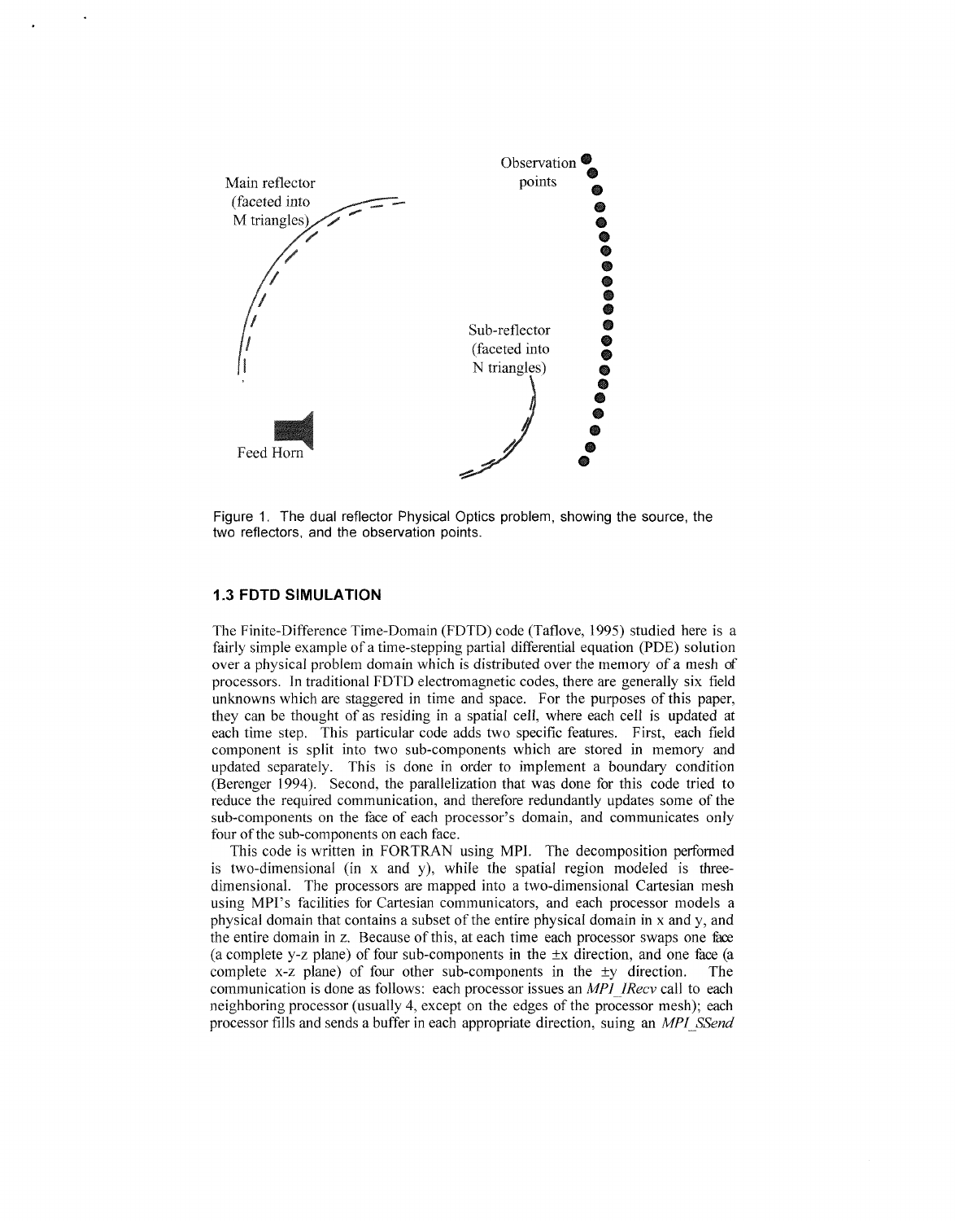Figure 1. The dual reflector Physical Optics problem, showing the source, the two reflectors, and the observation points.

### 1.3 FDTD SIMULATION

The Finite-Difference Time-Domain (FDTD) code (Taflove, 1995) studied here is a fairly simple example of a time-stepping partial differential equation (PDE) solution over a physical problem domain which is distributed over the memory of a mesh of processors. In traditional FDTD electromagnetic codes, there are generally six field unknowns which are staggered in time and space. For the purposes of this paper, they can be thought of as residing in a spatial cell, where each cell is updated at each time step. This particular code adds two specific features. First, each field component is split into two sub-components which are stored in memory and updated separately. This is done in order to implement a boundary condition (Berenger 1994). Second, the parallelization that was done for this code tried to reduce the required communication, and therefore redundantly updates some of the sub-components on the face of each processor's domain, and communicates only four of the sub-components on each face.

This code is written in FORTRAN using MPI. The decomposition performed is two-dimensional (in x and y), while the spatial region modeled is three-dimensional. The processors are mapped into a two-dimensional Cartesian mesh using MPI's facilities for Cartesian communicators, and each processor models a physical domain that contains a subset of the entire physical domain in x and y, and the entire domain in z. Because of this, at each time each processor swaps one face (a complete y-z plane) of four sub-components in the $\pm$x direction, and one face (a complete x-z plane) of four other sub-components in the $\pm$y direction. The communication is done as follows: each processor issues an *MPI_IRecv* call to each neighboring processor (usually 4, except on the edges of the processor mesh); each processor fills and sends a buffer in each appropriate direction, suing an *MPI_SSend*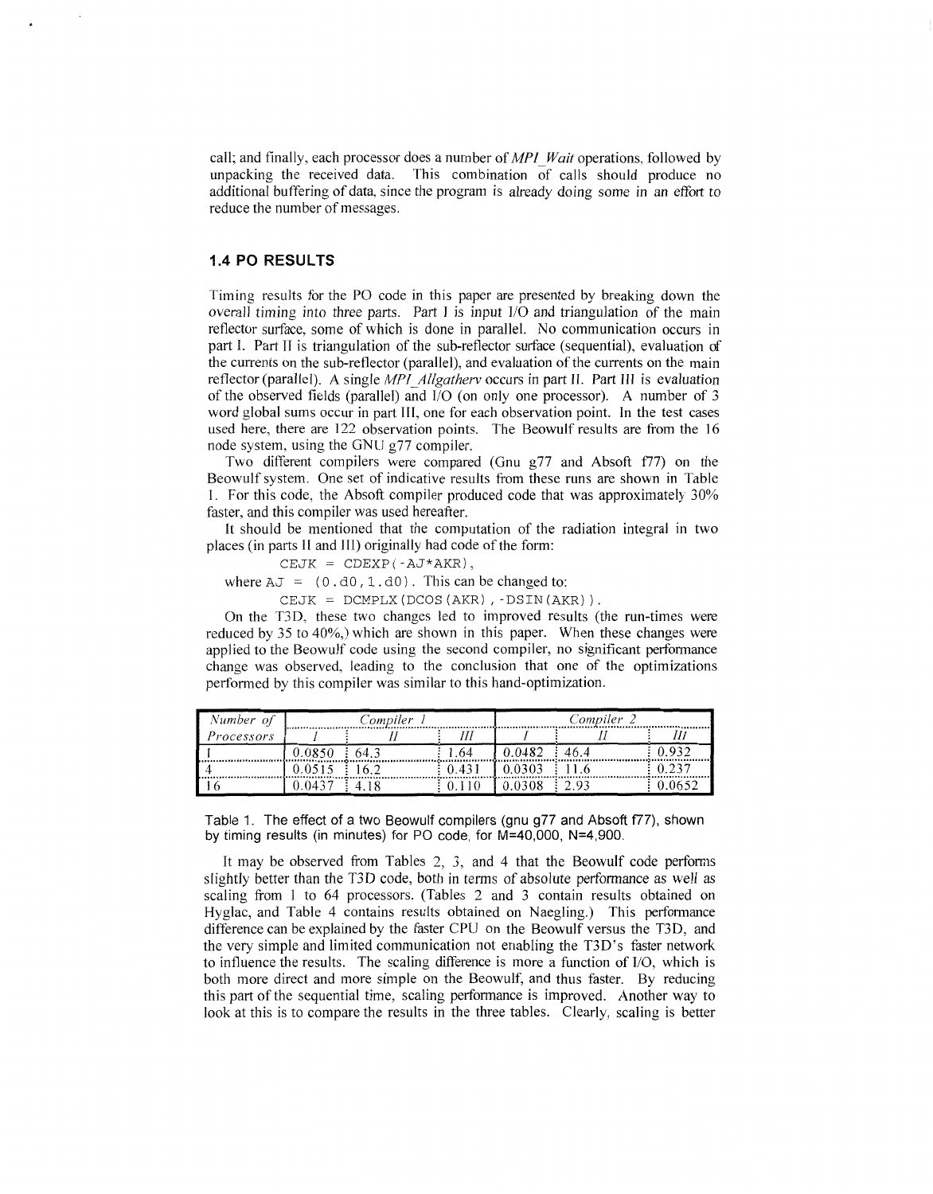call; and finally, each processor does a number of *MPI_Wait* operations, followed by unpacking the received data. This combination of calls should produce no additional buffering of data, since the program is already doing some in an effort to reduce the number of messages.

### 1.4 PO RESULTS

Timing results for the PO code in this paper are presented by breaking down the overall timing into three parts. Part I is input I/O and triangulation of the main reflector surface, some of which is done in parallel. No communication occurs in part I. Part II is triangulation of the sub-reflector surface (sequential), evaluation of the currents on the sub-reflector (parallel), and evaluation of the currents on the main reflector (parallel). A single *MPI_Allgatherv* occurs in part II. Part III is evaluation of the observed fields (parallel) and I/O (on only one processor). A number of 3 word global sums occur in part III, one for each observation point. In the test cases used here, there are 122 observation points. The Beowulf results are from the 16 node system, using the GNU g77 compiler.

Two different compilers were compared (Gnu g77 and Absoft f77) on the Beowulf system. One set of indicative results from these runs are shown in Table 1. For this code, the Absoft compiler produced code that was approximately 30% faster, and this compiler was used hereafter.

It should be mentioned that the computation of the radiation integral in two places (in parts II and III) originally had code of the form:

```
CEJK = CDEXP(-AJ*AKR),
```

where `AJ = (0.d0,1.d0)`. This can be changed to:

```
CEJK = DCMPLX(DCOS(AKR),-DSIN(AKR)).
```

On the T3D, these two changes led to improved results (the run-times were reduced by 35 to 40%,) which are shown in this paper. When these changes were applied to the Beowulf code using the second compiler, no significant performance change was observed, leading to the conclusion that one of the optimizations performed by this compiler was similar to this hand-optimization.

| *Number of Processors* | *Compiler 1* | | | *Compiler 2* | | |
|---|---|---|---|---|---|---|
| | *I* | *II* | *III* | *I* | *II* | *III* |
| 1 | 0.0850 | 64.3 | 1.64 | 0.0482 | 46.4 | 0.932 |
| 4 | 0.0515 | 16.2 | 0.431 | 0.0303 | 11.6 | 0.237 |
| 16 | 0.0437 | 4.18 | 0.110 | 0.0308 | 2.93 | 0.0652 |

Table 1. The effect of a two Beowulf compilers (gnu g77 and Absoft f77), shown by timing results (in minutes) for PO code, for M=40,000, N=4,900.

It may be observed from Tables 2, 3, and 4 that the Beowulf code performs slightly better than the T3D code, both in terms of absolute performance as well as scaling from 1 to 64 processors. (Tables 2 and 3 contain results obtained on Hyglac, and Table 4 contains results obtained on Naegling.) This performance difference can be explained by the faster CPU on the Beowulf versus the T3D, and the very simple and limited communication not enabling the T3D's faster network to influence the results. The scaling difference is more a function of I/O, which is both more direct and more simple on the Beowulf, and thus faster. By reducing this part of the sequential time, scaling performance is improved. Another way to look at this is to compare the results in the three tables. Clearly, scaling is better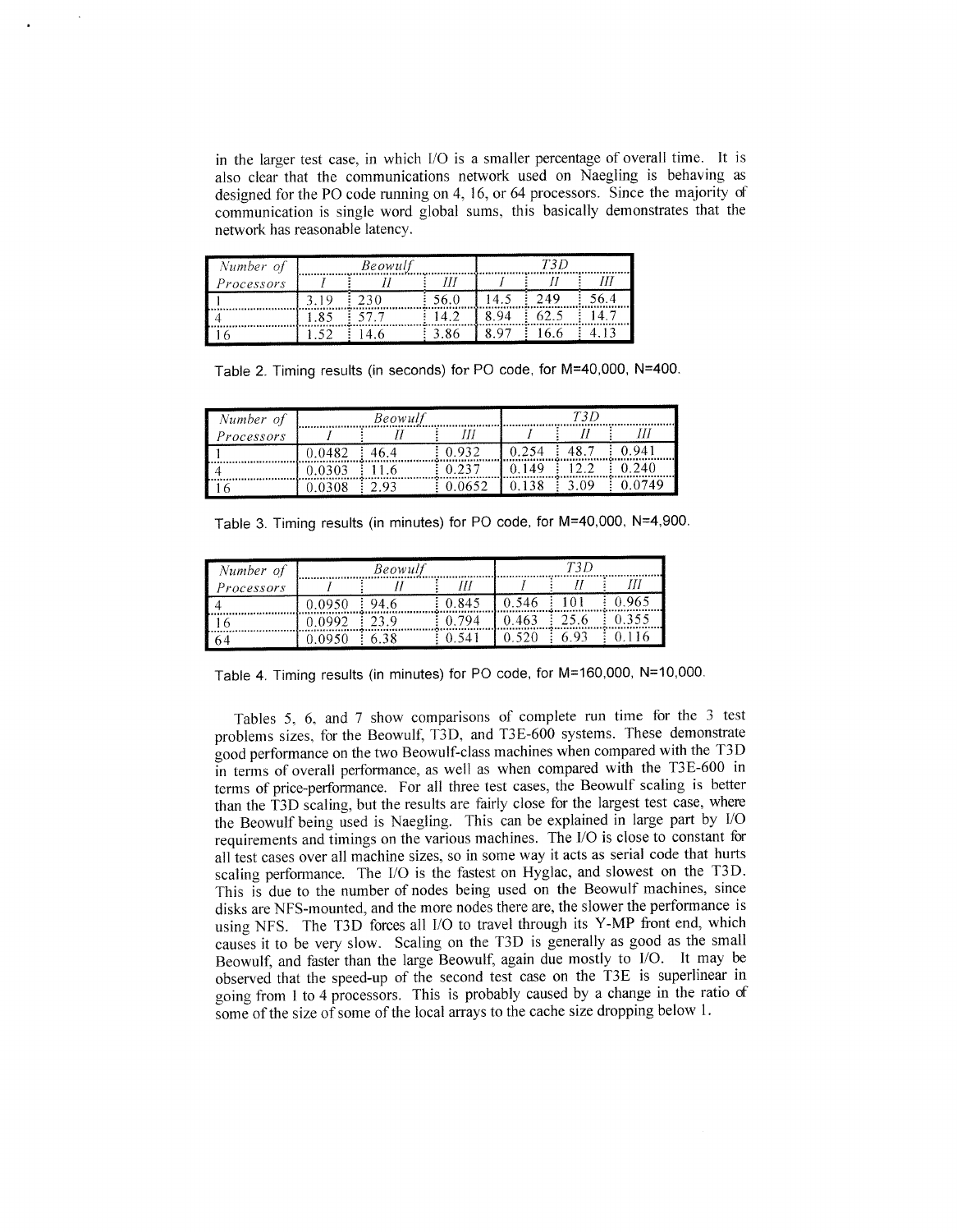in the larger test case, in which I/O is a smaller percentage of overall time. It is also clear that the communications network used on Naegling is behaving as designed for the PO code running on 4, 16, or 64 processors. Since the majority of communication is single word global sums, this basically demonstrates that the network has reasonable latency.

| *Number of Processors* | *Beowulf* | | | *T3D* | | |
|---|---|---|---|---|---|---|
| | *I* | *II* | *III* | *I* | *II* | *III* |
| 1 | 3.19 | 230 | 56.0 | 14.5 | 249 | 56.4 |
| 4 | 1.85 | 57.7 | 14.2 | 8.94 | 62.5 | 14.7 |
| 16 | 1.52 | 14.6 | 3.86 | 8.97 | 16.6 | 4.13 |

Table 2. Timing results (in seconds) for PO code, for M=40,000, N=400.

| *Number of Processors* | *Beowulf* | | | *T3D* | | |
|---|---|---|---|---|---|---|
| | *I* | *II* | *III* | *I* | *II* | *III* |
| 1 | 0.0482 | 46.4 | 0.932 | 0.254 | 48.7 | 0.941 |
| 4 | 0.0303 | 11.6 | 0.237 | 0.149 | 12.2 | 0.240 |
| 16 | 0.0308 | 2.93 | 0.0652 | 0.138 | 3.09 | 0.0749 |

Table 3. Timing results (in minutes) for PO code, for M=40,000, N=4,900.

| *Number of Processors* | *Beowulf* | | | *T3D* | | |
|---|---|---|---|---|---|---|
| | *I* | *II* | *III* | *I* | *II* | *III* |
| 4 | 0.0950 | 94.6 | 0.845 | 0.546 | 101 | 0.965 |
| 16 | 0.0992 | 23.9 | 0.794 | 0.463 | 25.6 | 0.355 |
| 64 | 0.0950 | 6.38 | 0.541 | 0.520 | 6.93 | 0.116 |

Table 4. Timing results (in minutes) for PO code, for M=160,000, N=10,000.

Tables 5, 6, and 7 show comparisons of complete run time for the 3 test problems sizes, for the Beowulf, T3D, and T3E-600 systems. These demonstrate good performance on the two Beowulf-class machines when compared with the T3D in terms of overall performance, as well as when compared with the T3E-600 in terms of price-performance. For all three test cases, the Beowulf scaling is better than the T3D scaling, but the results are fairly close for the largest test case, where the Beowulf being used is Naegling. This can be explained in large part by I/O requirements and timings on the various machines. The I/O is close to constant for all test cases over all machine sizes, so in some way it acts as serial code that hurts scaling performance. The I/O is the fastest on Hyglac, and slowest on the T3D. This is due to the number of nodes being used on the Beowulf machines, since disks are NFS-mounted, and the more nodes there are, the slower the performance is using NFS. The T3D forces all I/O to travel through its Y-MP front end, which causes it to be very slow. Scaling on the T3D is generally as good as the small Beowulf, and faster than the large Beowulf, again due mostly to I/O. It may be observed that the speed-up of the second test case on the T3E is superlinear in going from 1 to 4 processors. This is probably caused by a change in the ratio of some of the size of some of the local arrays to the cache size dropping below 1.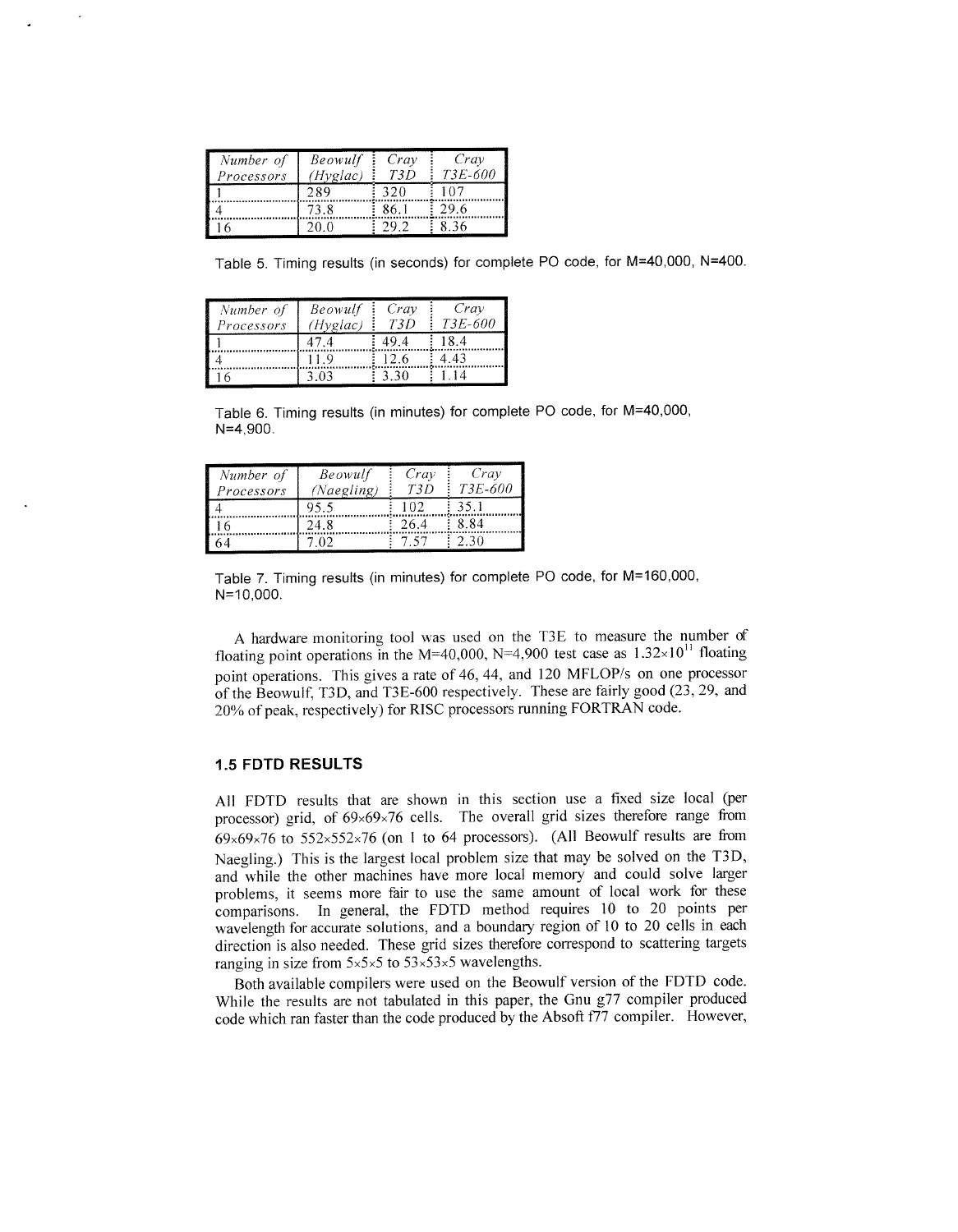| *Number of Processors* | *Beowulf (Hyglac)* | *Cray T3D* | *Cray T3E-600* |
|---|---|---|---|
| 1 | 289 | 320 | 107 |
| 4 | 73.8 | 86.1 | 29.6 |
| 16 | 20.0 | 29.2 | 8.36 |

Table 5. Timing results (in seconds) for complete PO code, for M=40,000, N=400.

| *Number of Processors* | *Beowulf (Hyglac)* | *Cray T3D* | *Cray T3E-600* |
|---|---|---|---|
| 1 | 47.4 | 49.4 | 18.4 |
| 4 | 11.9 | 12.6 | 4.43 |
| 16 | 3.03 | 3.30 | 1.14 |

Table 6. Timing results (in minutes) for complete PO code, for M=40,000, N=4,900.

| *Number of Processors* | *Beowulf (Naegling)* | *Cray T3D* | *Cray T3E-600* |
|---|---|---|---|
| 4 | 95.5 | 102 | 35.1 |
| 16 | 24.8 | 26.4 | 8.84 |
| 64 | 7.02 | 7.57 | 2.30 |

Table 7. Timing results (in minutes) for complete PO code, for M=160,000, N=10,000.

A hardware monitoring tool was used on the T3E to measure the number of floating point operations in the M=40,000, N=4,900 test case as $1.32 \times 10^{11}$ floating point operations. This gives a rate of 46, 44, and 120 MFLOP/s on one processor of the Beowulf, T3D, and T3E-600 respectively. These are fairly good (23, 29, and 20% of peak, respectively) for RISC processors running FORTRAN code.

### 1.5 FDTD RESULTS

All FDTD results that are shown in this section use a fixed size local (per processor) grid, of $69 \times 69 \times 76$ cells. The overall grid sizes therefore range from $69 \times 69 \times 76$ to $552 \times 552 \times 76$ (on 1 to 64 processors). (All Beowulf results are from Naegling.) This is the largest local problem size that may be solved on the T3D, and while the other machines have more local memory and could solve larger problems, it seems more fair to use the same amount of local work for these comparisons. In general, the FDTD method requires 10 to 20 points per wavelength for accurate solutions, and a boundary region of 10 to 20 cells in each direction is also needed. These grid sizes therefore correspond to scattering targets ranging in size from $5 \times 5 \times 5$ to $53 \times 53 \times 5$ wavelengths.

Both available compilers were used on the Beowulf version of the FDTD code. While the results are not tabulated in this paper, the Gnu g77 compiler produced code which ran faster than the code produced by the Absoft f77 compiler. However,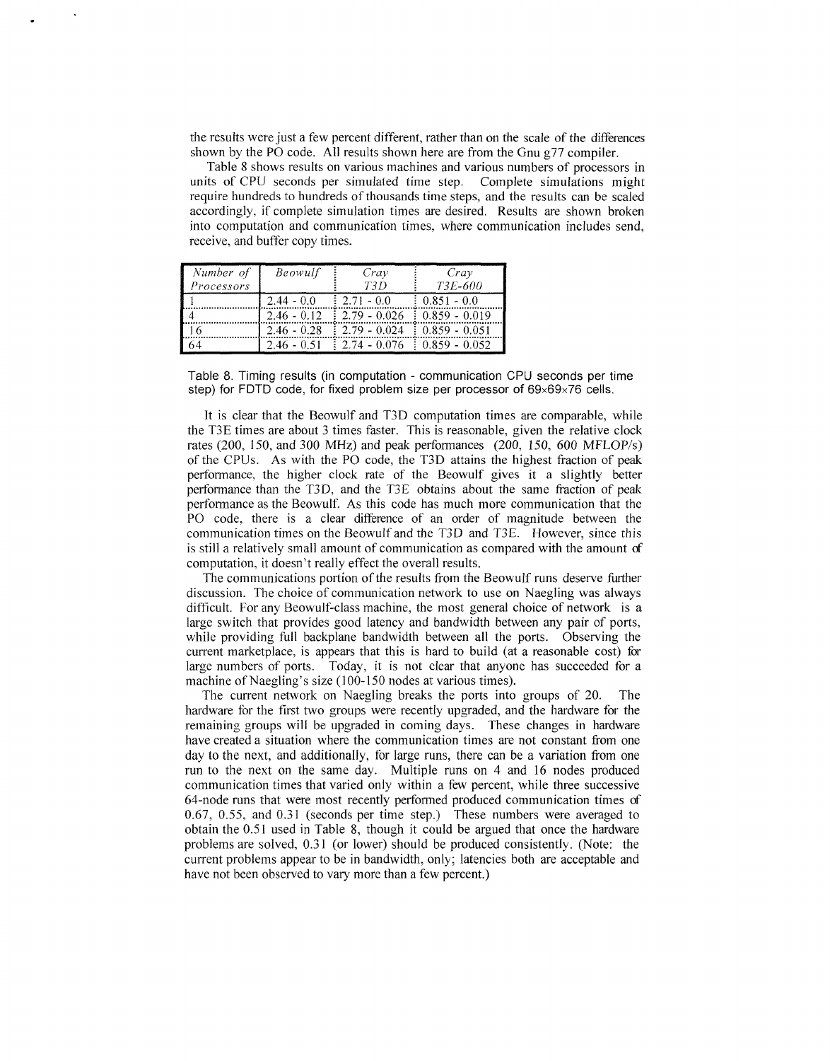the results were just a few percent different, rather than on the scale of the differences shown by the PO code. All results shown here are from the Gnu g77 compiler.

Table 8 shows results on various machines and various numbers of processors in units of CPU seconds per simulated time step. Complete simulations might require hundreds to hundreds of thousands time steps, and the results can be scaled accordingly, if complete simulation times are desired. Results are shown broken into computation and communication times, where communication includes send, receive, and buffer copy times.

| *Number of Processors* | *Beowulf* | *Cray T3D* | *Cray T3E-600* |
|---|---|---|---|
| 1 | 2.44 - 0.0 | 2.71 - 0.0 | 0.851 - 0.0 |
| 4 | 2.46 - 0.12 | 2.79 - 0.026 | 0.859 - 0.019 |
| 16 | 2.46 - 0.28 | 2.79 - 0.024 | 0.859 - 0.051 |
| 64 | 2.46 - 0.51 | 2.74 - 0.076 | 0.859 - 0.052 |

Table 8. Timing results (in computation - communication CPU seconds per time step) for FDTD code, for fixed problem size per processor of 69×69×76 cells.

It is clear that the Beowulf and T3D computation times are comparable, while the T3E times are about 3 times faster. This is reasonable, given the relative clock rates (200, 150, and 300 MHz) and peak performances (200, 150, 600 MFLOP/s) of the CPUs. As with the PO code, the T3D attains the highest fraction of peak performance, the higher clock rate of the Beowulf gives it a slightly better performance than the T3D, and the T3E obtains about the same fraction of peak performance as the Beowulf. As this code has much more communication that the PO code, there is a clear difference of an order of magnitude between the communication times on the Beowulf and the T3D and T3E. However, since this is still a relatively small amount of communication as compared with the amount of computation, it doesn't really effect the overall results.

The communications portion of the results from the Beowulf runs deserve further discussion. The choice of communication network to use on Naegling was always difficult. For any Beowulf-class machine, the most general choice of network is a large switch that provides good latency and bandwidth between any pair of ports, while providing full backplane bandwidth between all the ports. Observing the current marketplace, is appears that this is hard to build (at a reasonable cost) for large numbers of ports. Today, it is not clear that anyone has succeeded for a machine of Naegling's size (100-150 nodes at various times).

The current network on Naegling breaks the ports into groups of 20. The hardware for the first two groups were recently upgraded, and the hardware for the remaining groups will be upgraded in coming days. These changes in hardware have created a situation where the communication times are not constant from one day to the next, and additionally, for large runs, there can be a variation from one run to the next on the same day. Multiple runs on 4 and 16 nodes produced communication times that varied only within a few percent, while three successive 64-node runs that were most recently performed produced communication times of 0.67, 0.55, and 0.31 (seconds per time step.) These numbers were averaged to obtain the 0.51 used in Table 8, though it could be argued that once the hardware problems are solved, 0.31 (or lower) should be produced consistently. (Note: the current problems appear to be in bandwidth, only; latencies both are acceptable and have not been observed to vary more than a few percent.)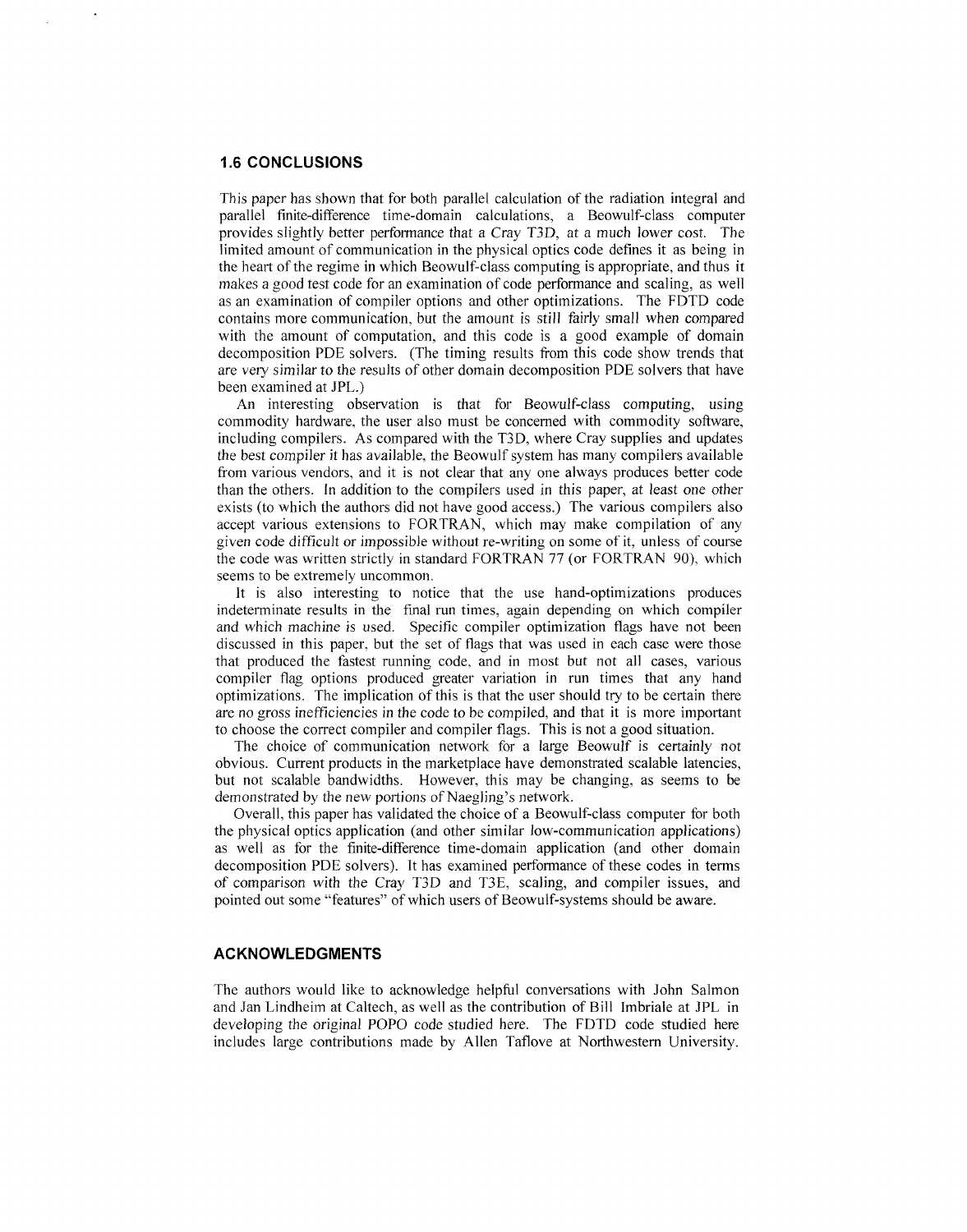### 1.6 CONCLUSIONS

This paper has shown that for both parallel calculation of the radiation integral and parallel finite-difference time-domain calculations, a Beowulf-class computer provides slightly better performance that a Cray T3D, at a much lower cost. The limited amount of communication in the physical optics code defines it as being in the heart of the regime in which Beowulf-class computing is appropriate, and thus it makes a good test code for an examination of code performance and scaling, as well as an examination of compiler options and other optimizations. The FDTD code contains more communication, but the amount is still fairly small when compared with the amount of computation, and this code is a good example of domain decomposition PDE solvers. (The timing results from this code show trends that are very similar to the results of other domain decomposition PDE solvers that have been examined at JPL.)

An interesting observation is that for Beowulf-class computing, using commodity hardware, the user also must be concerned with commodity software, including compilers. As compared with the T3D, where Cray supplies and updates the best compiler it has available, the Beowulf system has many compilers available from various vendors, and it is not clear that any one always produces better code than the others. In addition to the compilers used in this paper, at least one other exists (to which the authors did not have good access.) The various compilers also accept various extensions to FORTRAN, which may make compilation of any given code difficult or impossible without re-writing on some of it, unless of course the code was written strictly in standard FORTRAN 77 (or FORTRAN 90), which seems to be extremely uncommon.

It is also interesting to notice that the use hand-optimizations produces indeterminate results in the final run times, again depending on which compiler and which machine is used. Specific compiler optimization flags have not been discussed in this paper, but the set of flags that was used in each case were those that produced the fastest running code, and in most but not all cases, various compiler flag options produced greater variation in run times that any hand optimizations. The implication of this is that the user should try to be certain there are no gross inefficiencies in the code to be compiled, and that it is more important to choose the correct compiler and compiler flags. This is not a good situation.

The choice of communication network for a large Beowulf is certainly not obvious. Current products in the marketplace have demonstrated scalable latencies, but not scalable bandwidths. However, this may be changing, as seems to be demonstrated by the new portions of Naegling's network.

Overall, this paper has validated the choice of a Beowulf-class computer for both the physical optics application (and other similar low-communication applications) as well as for the finite-difference time-domain application (and other domain decomposition PDE solvers). It has examined performance of these codes in terms of comparison with the Cray T3D and T3E, scaling, and compiler issues, and pointed out some "features" of which users of Beowulf-systems should be aware.

### ACKNOWLEDGMENTS

The authors would like to acknowledge helpful conversations with John Salmon and Jan Lindheim at Caltech, as well as the contribution of Bill Imbriale at JPL in developing the original POPO code studied here. The FDTD code studied here includes large contributions made by Allen Taflove at Northwestern University.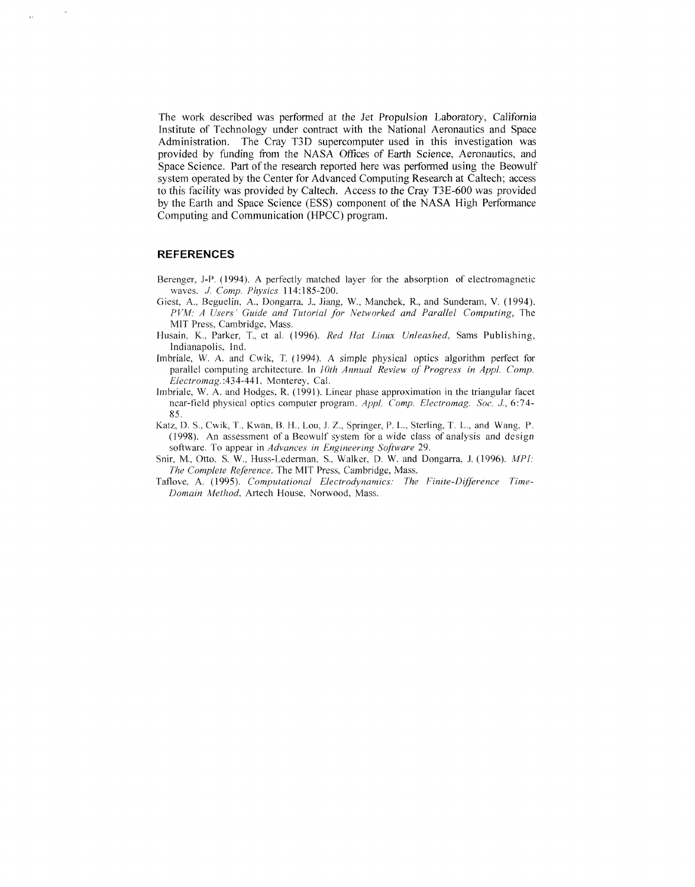The work described was performed at the Jet Propulsion Laboratory, California Institute of Technology under contract with the National Aeronautics and Space Administration. The Cray T3D supercomputer used in this investigation was provided by funding from the NASA Offices of Earth Science, Aeronautics, and Space Science. Part of the research reported here was performed using the Beowulf system operated by the Center for Advanced Computing Research at Caltech; access to this facility was provided by Caltech. Access to the Cray T3E-600 was provided by the Earth and Space Science (ESS) component of the NASA High Performance Computing and Communication (HPCC) program.

## REFERENCES

Berenger, J-P. (1994). A perfectly matched layer for the absorption of electromagnetic waves. *J. Comp. Physics* 114:185-200.

Giest, A., Beguelin, A., Dongarra, J., Jiang, W., Manchek, R., and Sunderam, V. (1994). *PVM: A Users' Guide and Tutorial for Networked and Parallel Computing*, The MIT Press, Cambridge, Mass.

Husain, K., Parker, T., et al. (1996). *Red Hat Linux Unleashed*, Sams Publishing, Indianapolis, Ind.

Imbriale, W. A. and Cwik, T. (1994). A simple physical optics algorithm perfect for parallel computing architecture. In *10th Annual Review of Progress in Appl. Comp. Electromag.*:434-441, Monterey, Cal.

Imbriale, W. A. and Hodges, R. (1991). Linear phase approximation in the triangular facet near-field physical optics computer program. *Appl. Comp. Electromag. Soc. J.*, 6:74-85.

Katz, D. S., Cwik, T., Kwan, B. H., Lou, J. Z., Springer, P. L., Sterling, T. L., and Wang, P. (1998). An assessment of a Beowulf system for a wide class of analysis and design software. To appear in *Advances in Engineering Software* 29.

Snir, M., Otto, S. W., Huss-Lederman, S., Walker, D. W. and Dongarra, J. (1996). *MPI: The Complete Reference*. The MIT Press, Cambridge, Mass.

Taflove, A. (1995). *Computational Electrodynamics: The Finite-Difference Time-Domain Method*, Artech House, Norwood, Mass.